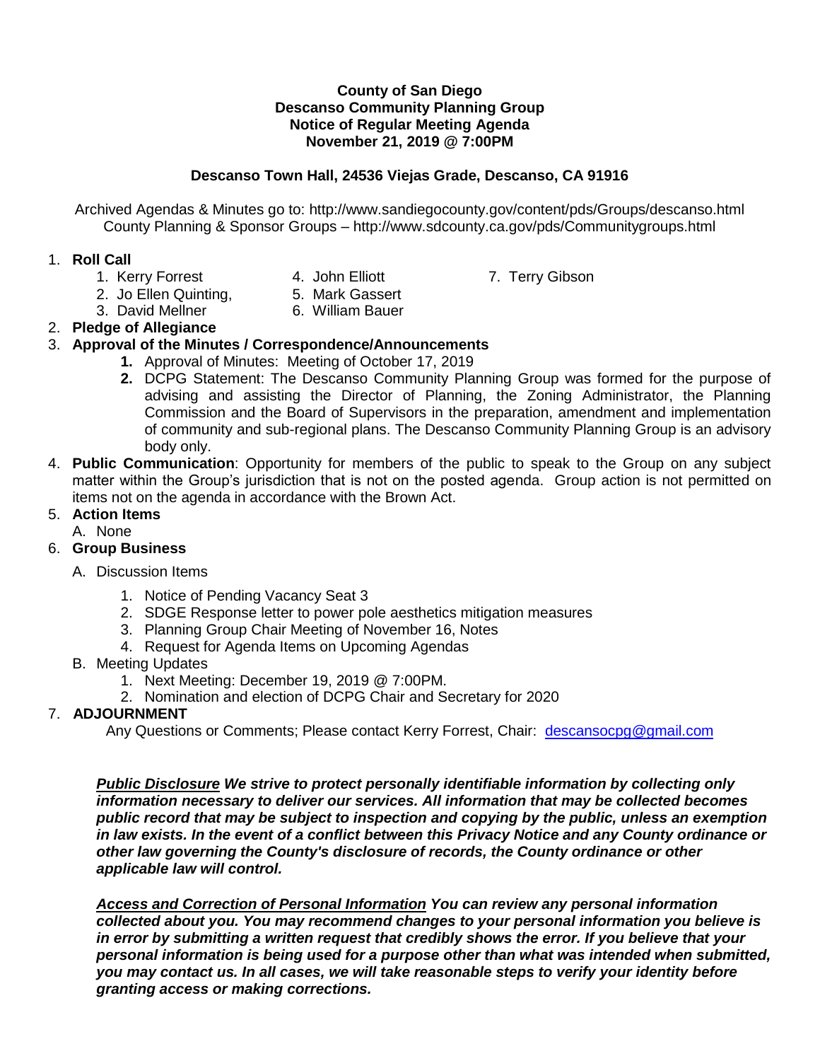**County of San Diego**
**Descanso Community Planning Group**
**Notice of Regular Meeting Agenda**
**November 21, 2019 @ 7:00PM**

**Descanso Town Hall, 24536 Viejas Grade, Descanso, CA 91916**

Archived Agendas & Minutes go to: http://www.sandiegocounty.gov/content/pds/Groups/descanso.html
County Planning & Sponsor Groups – http://www.sdcounty.ca.gov/pds/Communitygroups.html

1. **Roll Call**
   1. Kerry Forrest
   2. Jo Ellen Quinting,
   3. David Mellner
   4. John Elliott
   5. Mark Gassert
   6. William Bauer
   7. Terry Gibson
2. **Pledge of Allegiance**
3. **Approval of the Minutes / Correspondence/Announcements**
   1. Approval of Minutes: Meeting of October 17, 2019
   2. DCPG Statement: The Descanso Community Planning Group was formed for the purpose of advising and assisting the Director of Planning, the Zoning Administrator, the Planning Commission and the Board of Supervisors in the preparation, amendment and implementation of community and sub-regional plans. The Descanso Community Planning Group is an advisory body only.
4. **Public Communication**: Opportunity for members of the public to speak to the Group on any subject matter within the Group's jurisdiction that is not on the posted agenda. Group action is not permitted on items not on the agenda in accordance with the Brown Act.
5. **Action Items**
   A. None
6. **Group Business**
   A. Discussion Items
      1. Notice of Pending Vacancy Seat 3
      2. SDGE Response letter to power pole aesthetics mitigation measures
      3. Planning Group Chair Meeting of November 16, Notes
      4. Request for Agenda Items on Upcoming Agendas

   B. Meeting Updates
      1. Next Meeting: December 19, 2019 @ 7:00PM.
      2. Nomination and election of DCPG Chair and Secretary for 2020
7. **ADJOURNMENT**

   Any Questions or Comments; Please contact Kerry Forrest, Chair: descansocpg@gmail.com

***Public Disclosure*** ***We strive to protect personally identifiable information by collecting only information necessary to deliver our services. All information that may be collected becomes public record that may be subject to inspection and copying by the public, unless an exemption in law exists. In the event of a conflict between this Privacy Notice and any County ordinance or other law governing the County's disclosure of records, the County ordinance or other applicable law will control.***

***Access and Correction of Personal Information*** ***You can review any personal information collected about you. You may recommend changes to your personal information you believe is in error by submitting a written request that credibly shows the error. If you believe that your personal information is being used for a purpose other than what was intended when submitted, you may contact us. In all cases, we will take reasonable steps to verify your identity before granting access or making corrections.***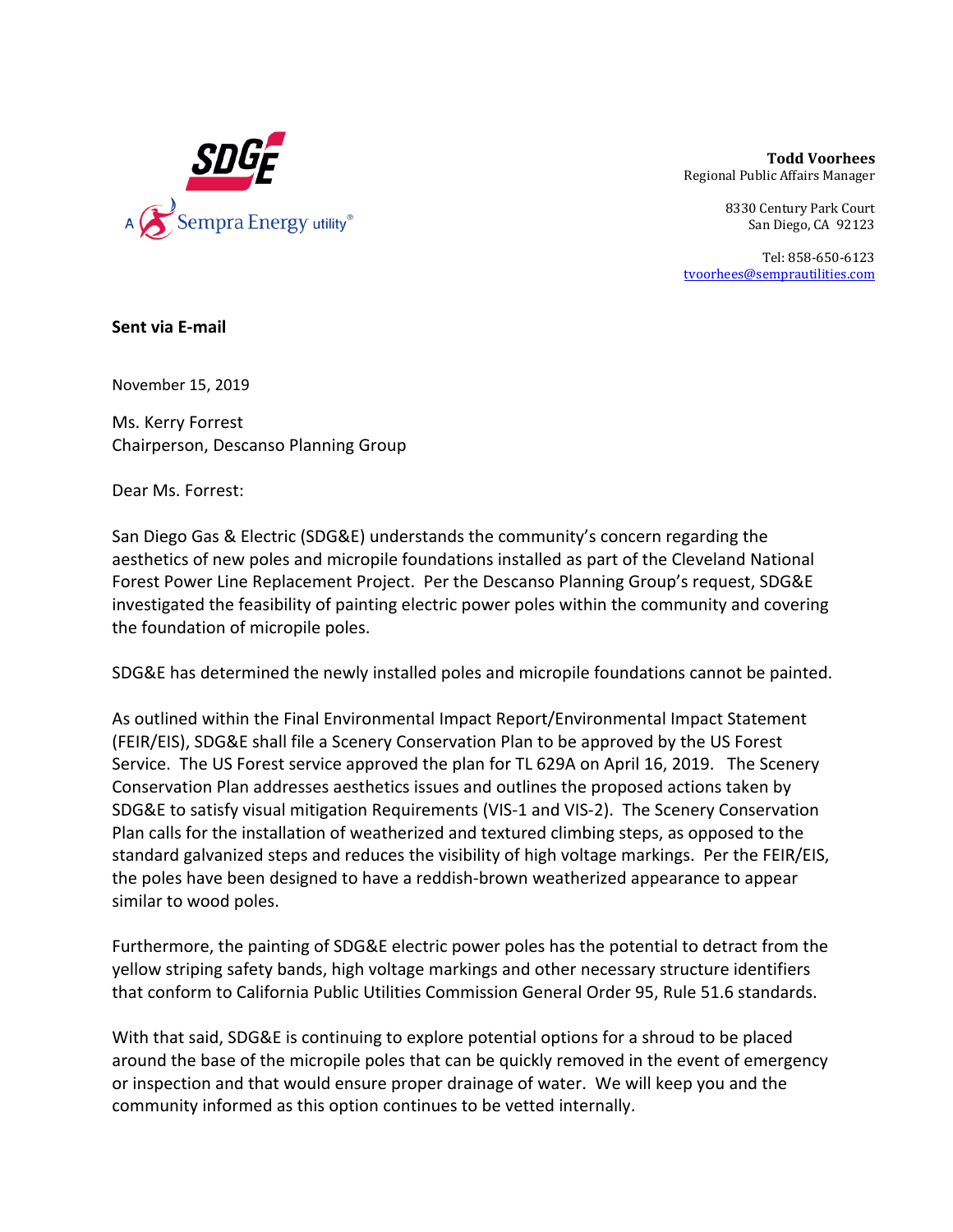**Todd Voorhees**
Regional Public Affairs Manager

8330 Century Park Court
San Diego, CA 92123

Tel: 858-650-6123
tvoorhees@semprautilities.com

**Sent via E-mail**

November 15, 2019

Ms. Kerry Forrest
Chairperson, Descanso Planning Group

Dear Ms. Forrest:

San Diego Gas & Electric (SDG&E) understands the community's concern regarding the aesthetics of new poles and micropile foundations installed as part of the Cleveland National Forest Power Line Replacement Project. Per the Descanso Planning Group's request, SDG&E investigated the feasibility of painting electric power poles within the community and covering the foundation of micropile poles.

SDG&E has determined the newly installed poles and micropile foundations cannot be painted.

As outlined within the Final Environmental Impact Report/Environmental Impact Statement (FEIR/EIS), SDG&E shall file a Scenery Conservation Plan to be approved by the US Forest Service. The US Forest service approved the plan for TL 629A on April 16, 2019. The Scenery Conservation Plan addresses aesthetics issues and outlines the proposed actions taken by SDG&E to satisfy visual mitigation Requirements (VIS-1 and VIS-2). The Scenery Conservation Plan calls for the installation of weatherized and textured climbing steps, as opposed to the standard galvanized steps and reduces the visibility of high voltage markings. Per the FEIR/EIS, the poles have been designed to have a reddish-brown weatherized appearance to appear similar to wood poles.

Furthermore, the painting of SDG&E electric power poles has the potential to detract from the yellow striping safety bands, high voltage markings and other necessary structure identifiers that conform to California Public Utilities Commission General Order 95, Rule 51.6 standards.

With that said, SDG&E is continuing to explore potential options for a shroud to be placed around the base of the micropile poles that can be quickly removed in the event of emergency or inspection and that would ensure proper drainage of water. We will keep you and the community informed as this option continues to be vetted internally.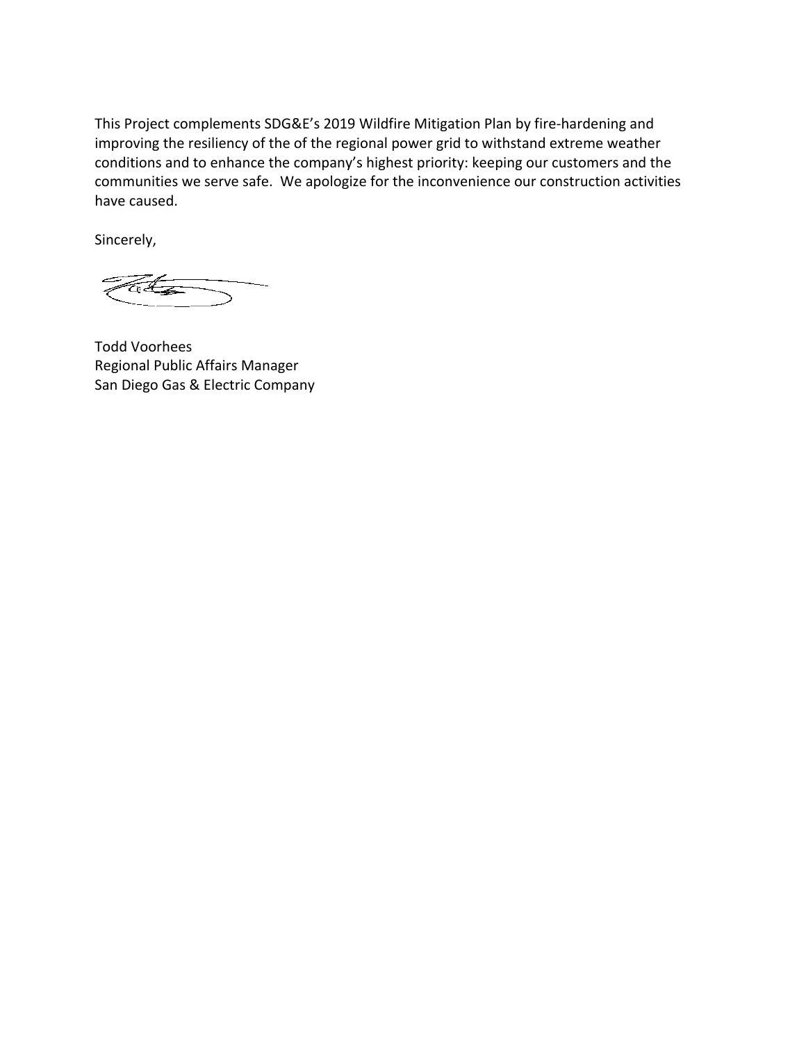This Project complements SDG&E's 2019 Wildfire Mitigation Plan by fire-hardening and improving the resiliency of the of the regional power grid to withstand extreme weather conditions and to enhance the company's highest priority: keeping our customers and the communities we serve safe. We apologize for the inconvenience our construction activities have caused.

Sincerely,

Todd Voorhees
Regional Public Affairs Manager
San Diego Gas & Electric Company